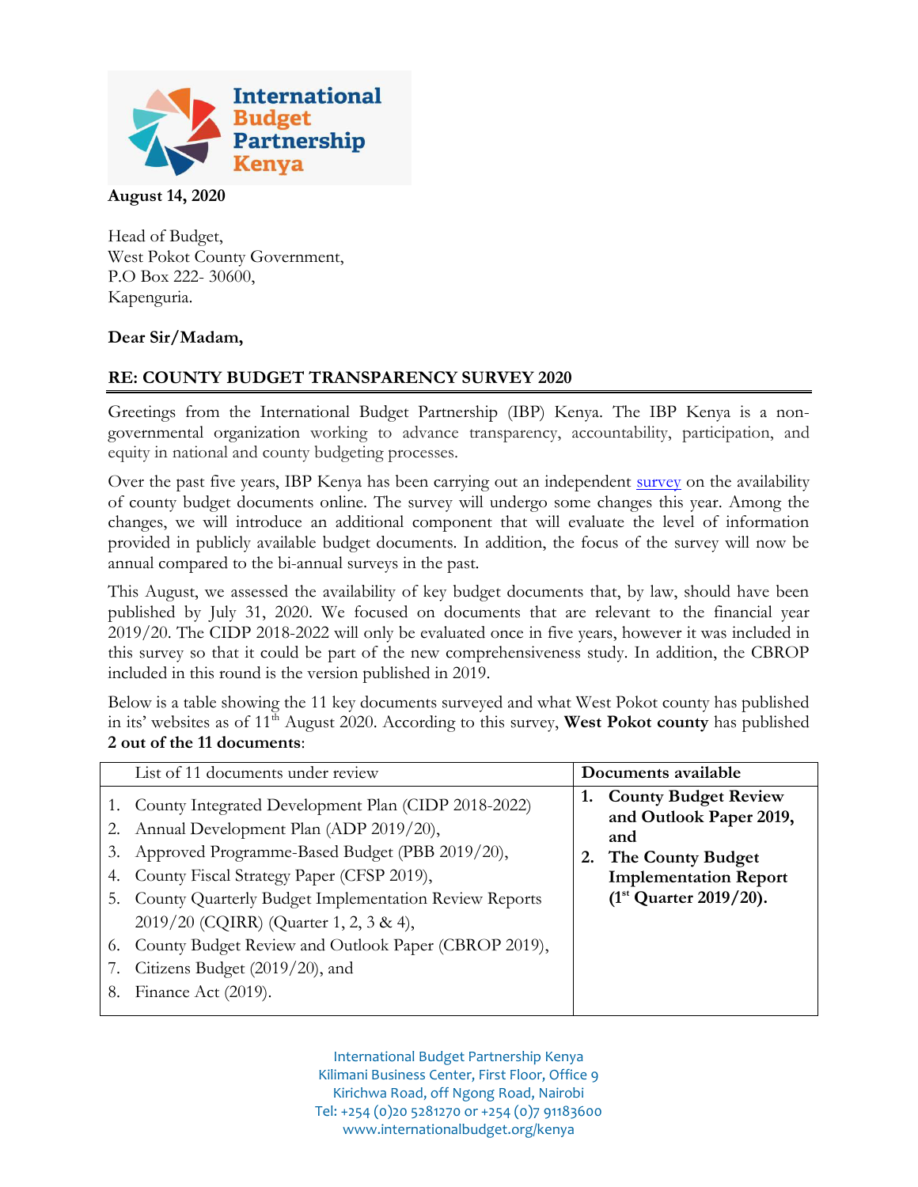International Budget Partnership Kenya

**August 14, 2020**

Head of Budget,
West Pokot County Government,
P.O Box 222- 30600,
Kapenguria.

**Dear Sir/Madam,**

**RE: COUNTY BUDGET TRANSPARENCY SURVEY 2020**

Greetings from the International Budget Partnership (IBP) Kenya. The IBP Kenya is a non-governmental organization working to advance transparency, accountability, participation, and equity in national and county budgeting processes.

Over the past five years, IBP Kenya has been carrying out an independent survey on the availability of county budget documents online. The survey will undergo some changes this year. Among the changes, we will introduce an additional component that will evaluate the level of information provided in publicly available budget documents. In addition, the focus of the survey will now be annual compared to the bi-annual surveys in the past.

This August, we assessed the availability of key budget documents that, by law, should have been published by July 31, 2020. We focused on documents that are relevant to the financial year 2019/20. The CIDP 2018-2022 will only be evaluated once in five years, however it was included in this survey so that it could be part of the new comprehensiveness study. In addition, the CBROP included in this round is the version published in 2019.

Below is a table showing the 11 key documents surveyed and what West Pokot county has published in its' websites as of 11th August 2020. According to this survey, **West Pokot county** has published **2 out of the 11 documents**:

| List of 11 documents under review | **Documents available** |
|---|---|
| 1. County Integrated Development Plan (CIDP 2018-2022)<br>2. Annual Development Plan (ADP 2019/20),<br>3. Approved Programme-Based Budget (PBB 2019/20),<br>4. County Fiscal Strategy Paper (CFSP 2019),<br>5. County Quarterly Budget Implementation Review Reports 2019/20 (CQIRR) (Quarter 1, 2, 3 & 4),<br>6. County Budget Review and Outlook Paper (CBROP 2019),<br>7. Citizens Budget (2019/20), and<br>8. Finance Act (2019). | **1. County Budget Review and Outlook Paper 2019, and**<br>**2. The County Budget Implementation Report (1st Quarter 2019/20).** |

International Budget Partnership Kenya
Kilimani Business Center, First Floor, Office 9
Kirichwa Road, off Ngong Road, Nairobi
Tel: +254 (0)20 5281270 or +254 (0)7 91183600
www.internationalbudget.org/kenya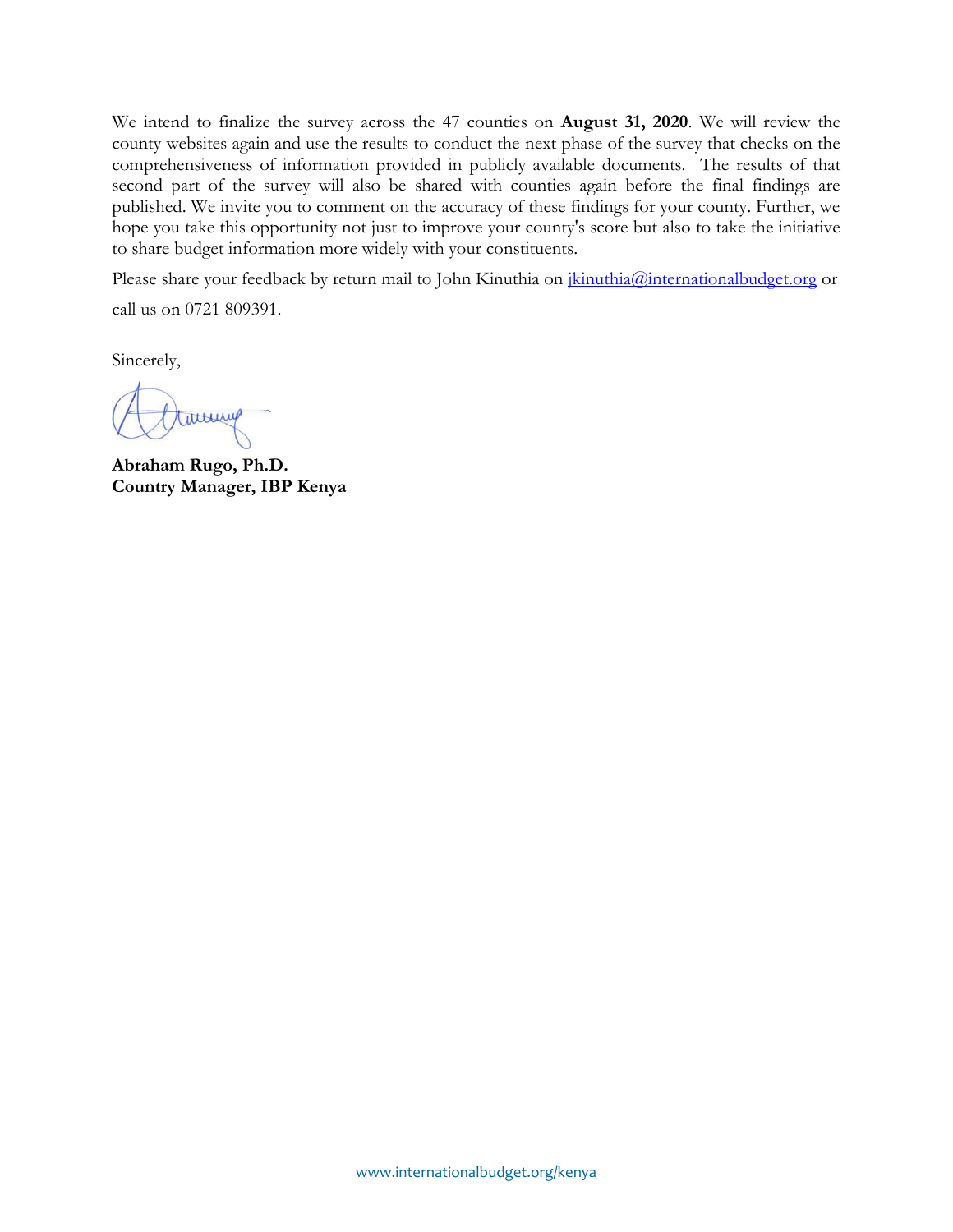We intend to finalize the survey across the 47 counties on **August 31, 2020**. We will review the county websites again and use the results to conduct the next phase of the survey that checks on the comprehensiveness of information provided in publicly available documents. The results of that second part of the survey will also be shared with counties again before the final findings are published. We invite you to comment on the accuracy of these findings for your county. Further, we hope you take this opportunity not just to improve your county's score but also to take the initiative to share budget information more widely with your constituents.

Please share your feedback by return mail to John Kinuthia on jkinuthia@internationalbudget.org or call us on 0721 809391.

Sincerely,

**Abraham Rugo, Ph.D.**
**Country Manager, IBP Kenya**

www.internationalbudget.org/kenya